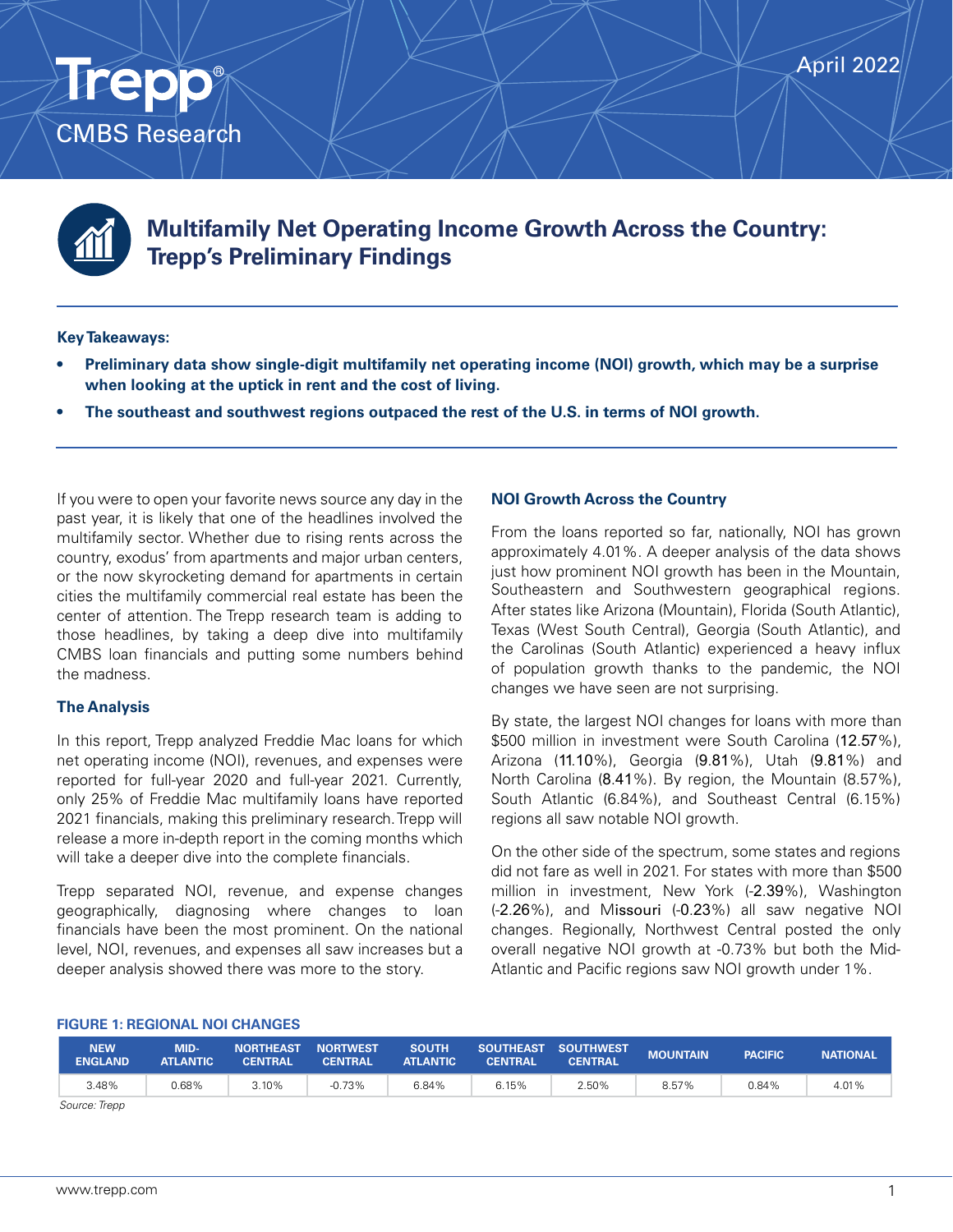Trepp®

CMBS Research

April 2022

# Multifamily Net Operating Income Growth Across the Country: Trepp's Preliminary Findings

**Key Takeaways:**

- **Preliminary data show single-digit multifamily net operating income (NOI) growth, which may be a surprise when looking at the uptick in rent and the cost of living.**
- **The southeast and southwest regions outpaced the rest of the U.S. in terms of NOI growth.**

If you were to open your favorite news source any day in the past year, it is likely that one of the headlines involved the multifamily sector. Whether due to rising rents across the country, exodus' from apartments and major urban centers, or the now skyrocketing demand for apartments in certain cities the multifamily commercial real estate has been the center of attention. The Trepp research team is adding to those headlines, by taking a deep dive into multifamily CMBS loan financials and putting some numbers behind the madness.

## The Analysis

In this report, Trepp analyzed Freddie Mac loans for which net operating income (NOI), revenues, and expenses were reported for full-year 2020 and full-year 2021. Currently, only 25% of Freddie Mac multifamily loans have reported 2021 financials, making this preliminary research. Trepp will release a more in-depth report in the coming months which will take a deeper dive into the complete financials.

Trepp separated NOI, revenue, and expense changes geographically, diagnosing where changes to loan financials have been the most prominent. On the national level, NOI, revenues, and expenses all saw increases but a deeper analysis showed there was more to the story.

## NOI Growth Across the Country

From the loans reported so far, nationally, NOI has grown approximately 4.01%. A deeper analysis of the data shows just how prominent NOI growth has been in the Mountain, Southeastern and Southwestern geographical regions. After states like Arizona (Mountain), Florida (South Atlantic), Texas (West South Central), Georgia (South Atlantic), and the Carolinas (South Atlantic) experienced a heavy influx of population growth thanks to the pandemic, the NOI changes we have seen are not surprising.

By state, the largest NOI changes for loans with more than $500 million in investment were South Carolina (12.57%), Arizona (11.10%), Georgia (9.81%), Utah (9.81%) and North Carolina (8.41%). By region, the Mountain (8.57%), South Atlantic (6.84%), and Southeast Central (6.15%) regions all saw notable NOI growth.

On the other side of the spectrum, some states and regions did not fare as well in 2021. For states with more than $500 million in investment, New York (-2.39%), Washington (-2.26%), and Missouri (-0.23%) all saw negative NOI changes. Regionally, Northwest Central posted the only overall negative NOI growth at -0.73% but both the Mid-Atlantic and Pacific regions saw NOI growth under 1%.

**FIGURE 1: REGIONAL NOI CHANGES**

| NEW ENGLAND | MID-ATLANTIC | NORTHEAST CENTRAL | NORTWEST CENTRAL | SOUTH ATLANTIC | SOUTHEAST CENTRAL | SOUTHWEST CENTRAL | MOUNTAIN | PACIFIC | NATIONAL |
|---|---|---|---|---|---|---|---|---|---|
| 3.48% | 0.68% | 3.10% | -0.73% | 6.84% | 6.15% | 2.50% | 8.57% | 0.84% | 4.01% |

*Source: Trepp*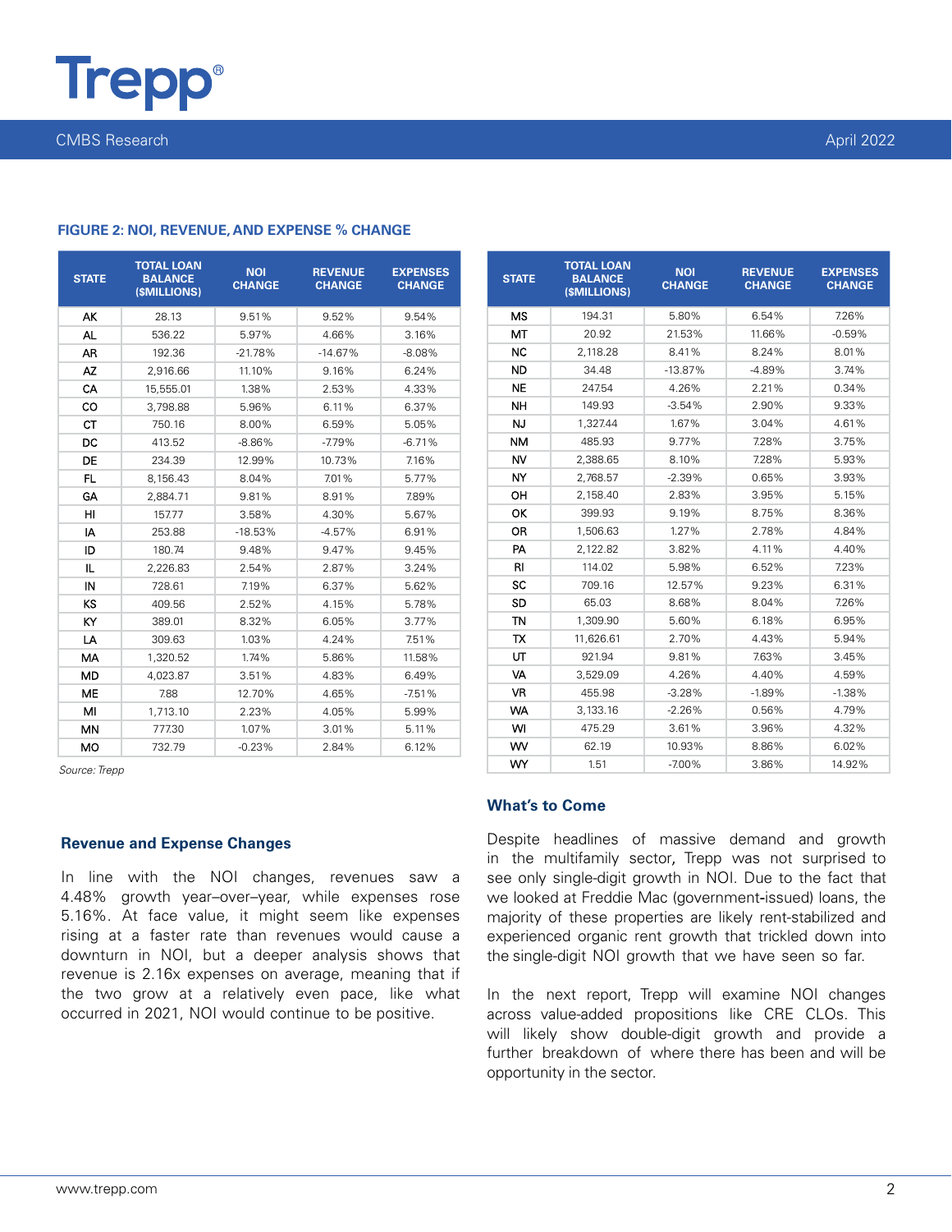**FIGURE 2: NOI, REVENUE, AND EXPENSE % CHANGE**

| STATE | TOTAL LOAN BALANCE ($MILLIONS) | NOI CHANGE | REVENUE CHANGE | EXPENSES CHANGE |
|---|---|---|---|---|
| AK | 28.13 | 9.51% | 9.52% | 9.54% |
| AL | 536.22 | 5.97% | 4.66% | 3.16% |
| AR | 192.36 | -21.78% | -14.67% | -8.08% |
| AZ | 2,916.66 | 11.10% | 9.16% | 6.24% |
| CA | 15,555.01 | 1.38% | 2.53% | 4.33% |
| CO | 3,798.88 | 5.96% | 6.11% | 6.37% |
| CT | 750.16 | 8.00% | 6.59% | 5.05% |
| DC | 413.52 | -8.86% | -7.79% | -6.71% |
| DE | 234.39 | 12.99% | 10.73% | 7.16% |
| FL | 8,156.43 | 8.04% | 7.01% | 5.77% |
| GA | 2,884.71 | 9.81% | 8.91% | 7.89% |
| HI | 157.77 | 3.58% | 4.30% | 5.67% |
| IA | 253.88 | -18.53% | -4.57% | 6.91% |
| ID | 180.74 | 9.48% | 9.47% | 9.45% |
| IL | 2,226.83 | 2.54% | 2.87% | 3.24% |
| IN | 728.61 | 7.19% | 6.37% | 5.62% |
| KS | 409.56 | 2.52% | 4.15% | 5.78% |
| KY | 389.01 | 8.32% | 6.05% | 3.77% |
| LA | 309.63 | 1.03% | 4.24% | 7.51% |
| MA | 1,320.52 | 1.74% | 5.86% | 11.58% |
| MD | 4,023.87 | 3.51% | 4.83% | 6.49% |
| ME | 7.88 | 12.70% | 4.65% | -7.51% |
| MI | 1,713.10 | 2.23% | 4.05% | 5.99% |
| MN | 777.30 | 1.07% | 3.01% | 5.11% |
| MO | 732.79 | -0.23% | 2.84% | 6.12% |
| MS | 194.31 | 5.80% | 6.54% | 7.26% |
| MT | 20.92 | 21.53% | 11.66% | -0.59% |
| NC | 2,118.28 | 8.41% | 8.24% | 8.01% |
| ND | 34.48 | -13.87% | -4.89% | 3.74% |
| NE | 247.54 | 4.26% | 2.21% | 0.34% |
| NH | 149.93 | -3.54% | 2.90% | 9.33% |
| NJ | 1,327.44 | 1.67% | 3.04% | 4.61% |
| NM | 485.93 | 9.77% | 7.28% | 3.75% |
| NV | 2,388.65 | 8.10% | 7.28% | 5.93% |
| NY | 2,768.57 | -2.39% | 0.65% | 3.93% |
| OH | 2,158.40 | 2.83% | 3.95% | 5.15% |
| OK | 399.93 | 9.19% | 8.75% | 8.36% |
| OR | 1,506.63 | 1.27% | 2.78% | 4.84% |
| PA | 2,122.82 | 3.82% | 4.11% | 4.40% |
| RI | 114.02 | 5.98% | 6.52% | 7.23% |
| SC | 709.16 | 12.57% | 9.23% | 6.31% |
| SD | 65.03 | 8.68% | 8.04% | 7.26% |
| TN | 1,309.90 | 5.60% | 6.18% | 6.95% |
| TX | 11,626.61 | 2.70% | 4.43% | 5.94% |
| UT | 921.94 | 9.81% | 7.63% | 3.45% |
| VA | 3,529.09 | 4.26% | 4.40% | 4.59% |
| VR | 455.98 | -3.28% | -1.89% | -1.38% |
| WA | 3,133.16 | -2.26% | 0.56% | 4.79% |
| WI | 475.29 | 3.61% | 3.96% | 4.32% |
| WV | 62.19 | 10.93% | 8.86% | 6.02% |
| WY | 1.51 | -7.00% | 3.86% | 14.92% |

*Source: Trepp*

### Revenue and Expense Changes

In line with the NOI changes, revenues saw a 4.48% growth year–over–year, while expenses rose 5.16%. At face value, it might seem like expenses rising at a faster rate than revenues would cause a downturn in NOI, but a deeper analysis shows that revenue is 2.16x expenses on average, meaning that if the two grow at a relatively even pace, like what occurred in 2021, NOI would continue to be positive.

### What's to Come

Despite headlines of massive demand and growth in the multifamily sector, Trepp was not surprised to see only single-digit growth in NOI. Due to the fact that we looked at Freddie Mac (government-issued) loans, the majority of these properties are likely rent-stabilized and experienced organic rent growth that trickled down into the single-digit NOI growth that we have seen so far.

In the next report, Trepp will examine NOI changes across value-added propositions like CRE CLOs. This will likely show double-digit growth and provide a further breakdown of where there has been and will be opportunity in the sector.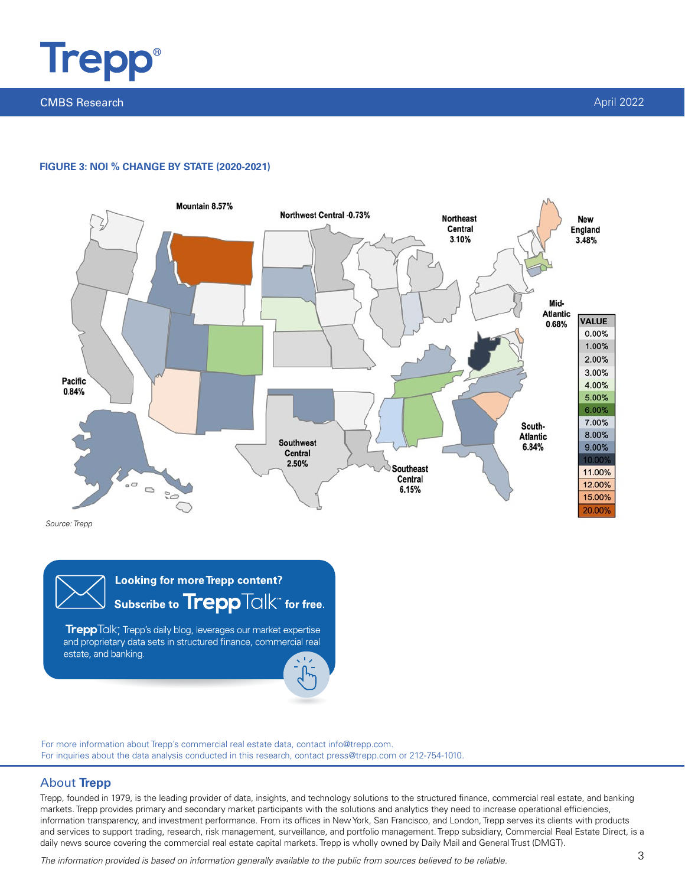**FIGURE 3: NOI % CHANGE BY STATE (2020-2021)**

Mountain 8.57%

Northwest Central -0.73%

Northeast Central 3.10%

New England 3.48%

Mid-Atlantic 0.68%

Pacific 0.84%

Southwest Central 2.50%

Southeast Central 6.15%

South-Atlantic 6.84%

VALUE
0.00%
1.00%
2.00%
3.00%
4.00%
5.00%
6.00%
7.00%
8.00%
9.00%
10.00%
11.00%
12.00%
15.00%
20.00%

*Source: Trepp*

**Looking for more Trepp content?**

**Subscribe to TreppTalk™ for free.**

TreppTalk, Trepp's daily blog, leverages our market expertise and proprietary data sets in structured finance, commercial real estate, and banking.

For more information about Trepp's commercial real estate data, contact info@trepp.com.
For inquiries about the data analysis conducted in this research, contact press@trepp.com or 212-754-1010.

## About Trepp

Trepp, founded in 1979, is the leading provider of data, insights, and technology solutions to the structured finance, commercial real estate, and banking markets. Trepp provides primary and secondary market participants with the solutions and analytics they need to increase operational efficiencies, information transparency, and investment performance. From its offices in New York, San Francisco, and London, Trepp serves its clients with products and services to support trading, research, risk management, surveillance, and portfolio management. Trepp subsidiary, Commercial Real Estate Direct, is a daily news source covering the commercial real estate capital markets. Trepp is wholly owned by Daily Mail and General Trust (DMGT).

*The information provided is based on information generally available to the public from sources believed to be reliable.*